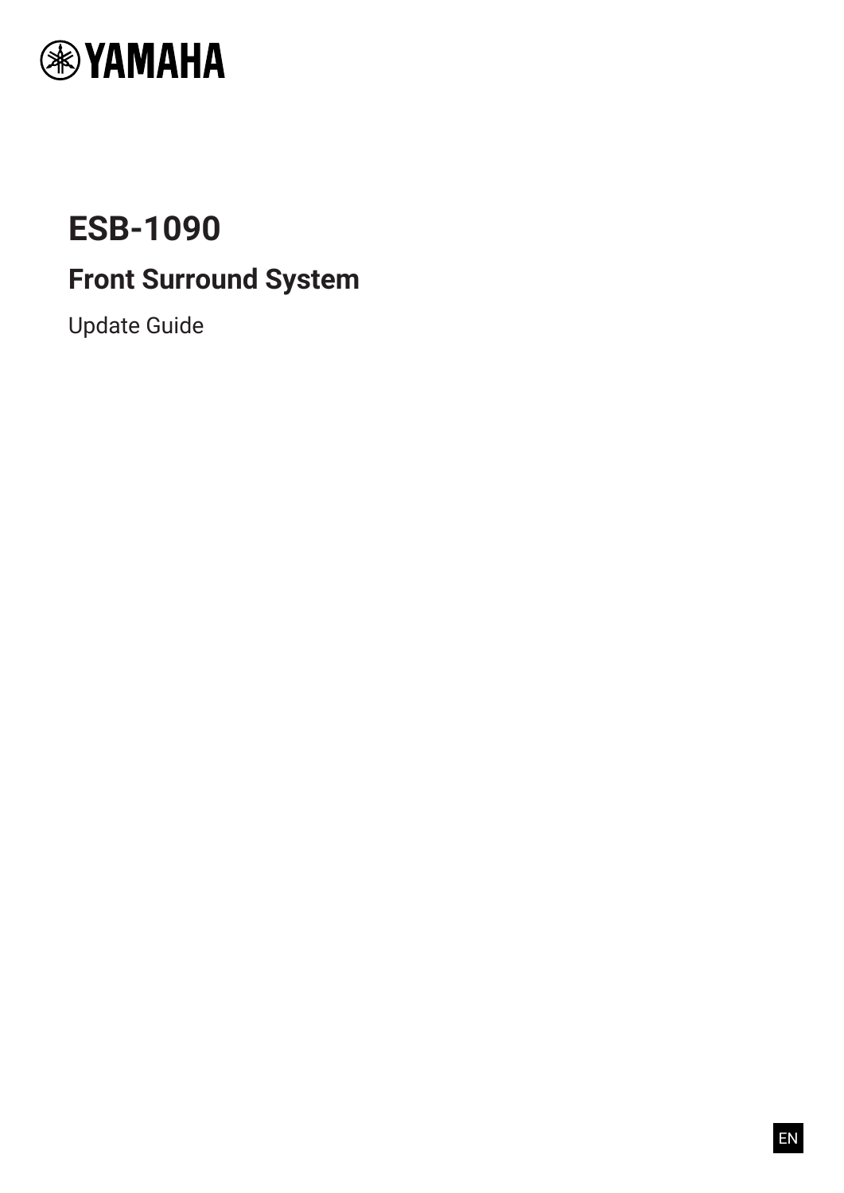YAMAHA

# ESB-1090

## Front Surround System

Update Guide

EN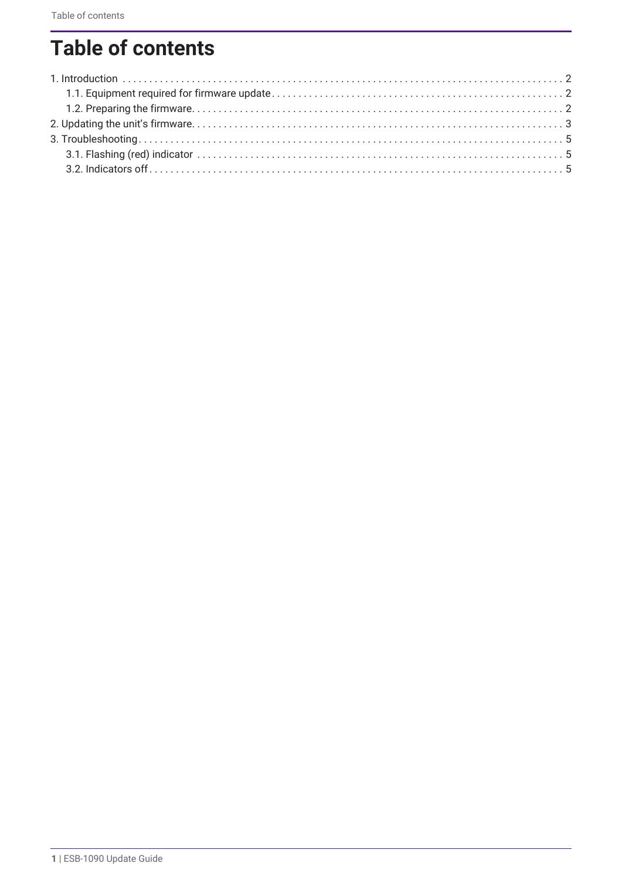# Table of contents

- 1. Introduction . . . . . . . . . . . . . . . . . . . . . . . . . . . . . . . . . . . . . . . . . . . . . . . . . . . . . . . . . . . . . . . . . . . . 2
  - 1.1. Equipment required for firmware update . . . . . . . . . . . . . . . . . . . . . . . . . . . . . . . . . . . . . . . . 2
  - 1.2. Preparing the firmware . . . . . . . . . . . . . . . . . . . . . . . . . . . . . . . . . . . . . . . . . . . . . . . . . . . . . . 2
- 2. Updating the unit's firmware . . . . . . . . . . . . . . . . . . . . . . . . . . . . . . . . . . . . . . . . . . . . . . . . . . . . 3
- 3. Troubleshooting . . . . . . . . . . . . . . . . . . . . . . . . . . . . . . . . . . . . . . . . . . . . . . . . . . . . . . . . . . . . . . 5
  - 3.1. Flashing (red) indicator . . . . . . . . . . . . . . . . . . . . . . . . . . . . . . . . . . . . . . . . . . . . . . . . . . . . 5
  - 3.2. Indicators off . . . . . . . . . . . . . . . . . . . . . . . . . . . . . . . . . . . . . . . . . . . . . . . . . . . . . . . . . . . . 5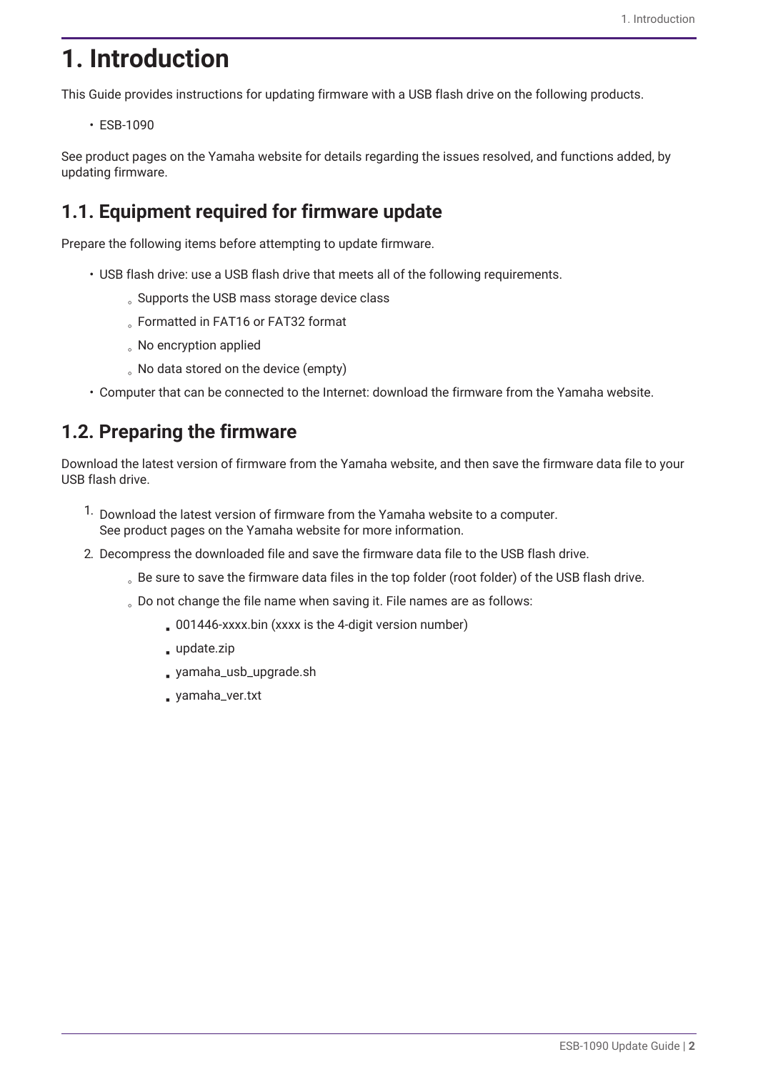# 1. Introduction

This Guide provides instructions for updating firmware with a USB flash drive on the following products.

- ESB-1090

See product pages on the Yamaha website for details regarding the issues resolved, and functions added, by updating firmware.

## 1.1. Equipment required for firmware update

Prepare the following items before attempting to update firmware.

- USB flash drive: use a USB flash drive that meets all of the following requirements.
  - Supports the USB mass storage device class
  - Formatted in FAT16 or FAT32 format
  - No encryption applied
  - No data stored on the device (empty)
- Computer that can be connected to the Internet: download the firmware from the Yamaha website.

## 1.2. Preparing the firmware

Download the latest version of firmware from the Yamaha website, and then save the firmware data file to your USB flash drive.

1. Download the latest version of firmware from the Yamaha website to a computer.
   See product pages on the Yamaha website for more information.
2. Decompress the downloaded file and save the firmware data file to the USB flash drive.
   - Be sure to save the firmware data files in the top folder (root folder) of the USB flash drive.
   - Do not change the file name when saving it. File names are as follows:
     - 001446-xxxx.bin (xxxx is the 4-digit version number)
     - update.zip
     - yamaha_usb_upgrade.sh
     - yamaha_ver.txt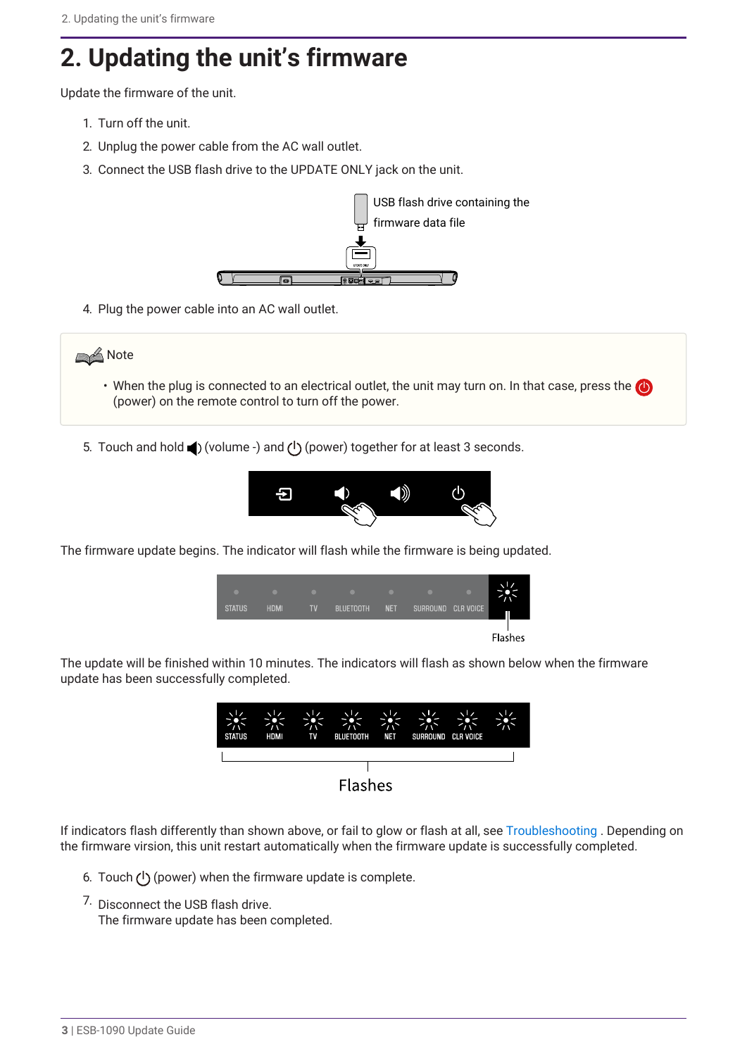# 2. Updating the unit's firmware

Update the firmware of the unit.

1. Turn off the unit.
2. Unplug the power cable from the AC wall outlet.
3. Connect the USB flash drive to the UPDATE ONLY jack on the unit.

USB flash drive containing the firmware data file

4. Plug the power cable into an AC wall outlet.

> **Note**
>
> - When the plug is connected to an electrical outlet, the unit may turn on. In that case, press the (power) on the remote control to turn off the power.

5. Touch and hold (volume -) and (power) together for at least 3 seconds.

The firmware update begins. The indicator will flash while the firmware is being updated.

STATUS HDMI TV BLUETOOTH NET SURROUND CLR VOICE

Flashes

The update will be finished within 10 minutes. The indicators will flash as shown below when the firmware update has been successfully completed.

STATUS HDMI TV BLUETOOTH NET SURROUND CLR VOICE

Flashes

If indicators flash differently than shown above, or fail to glow or flash at all, see Troubleshooting . Depending on the firmware virsion, this unit restart automatically when the firmware update is successfully completed.

6. Touch (power) when the firmware update is complete.
7. Disconnect the USB flash drive.
   The firmware update has been completed.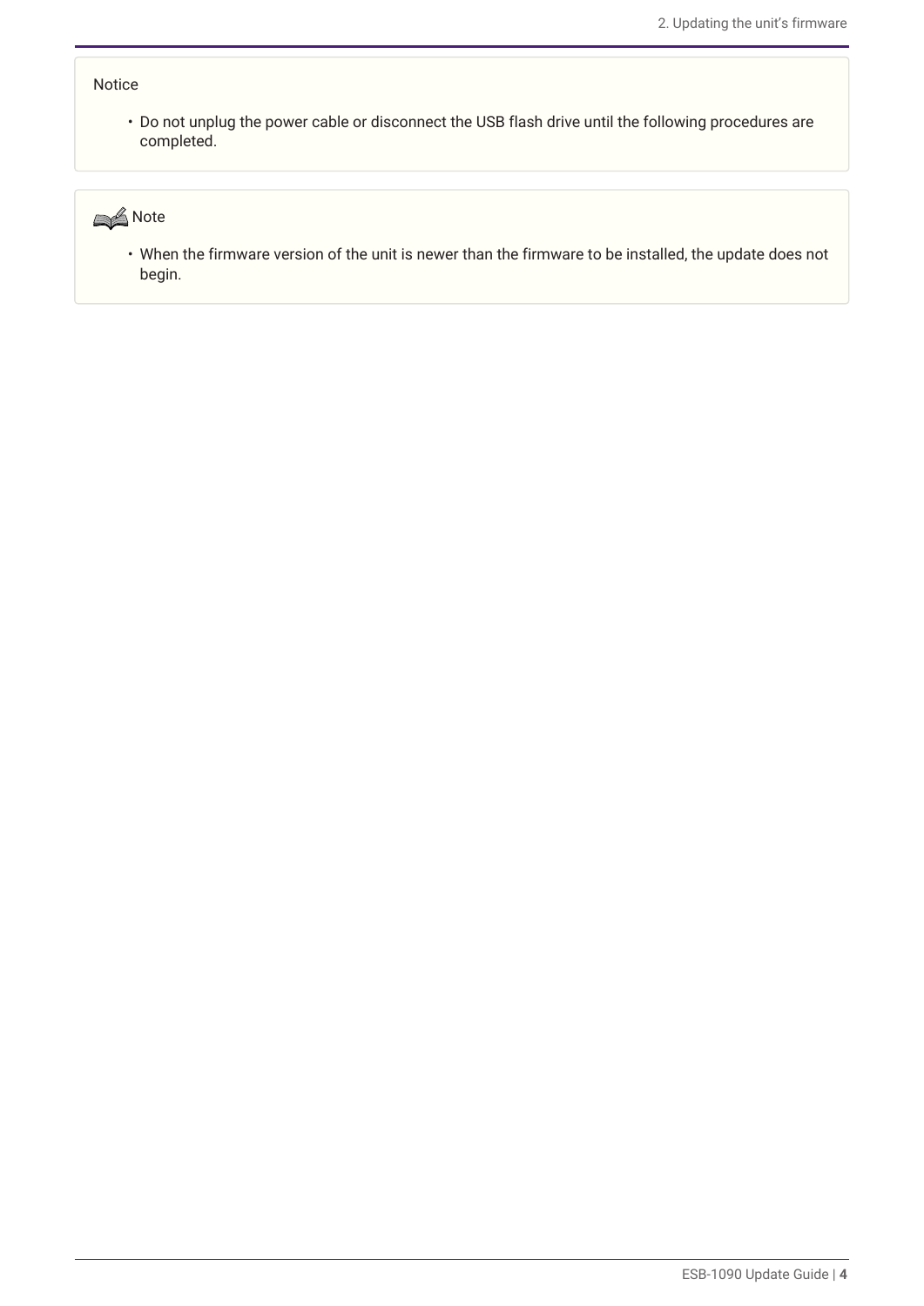Notice

- Do not unplug the power cable or disconnect the USB flash drive until the following procedures are completed.

Note

- When the firmware version of the unit is newer than the firmware to be installed, the update does not begin.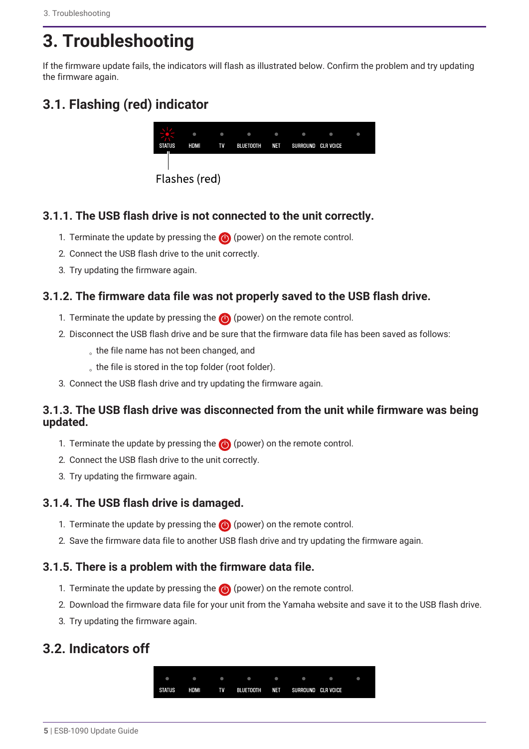# 3. Troubleshooting

If the firmware update fails, the indicators will flash as illustrated below. Confirm the problem and try updating the firmware again.

## 3.1. Flashing (red) indicator

STATUS HDMI TV BLUETOOTH NET SURROUND CLR VOICE

Flashes (red)

### 3.1.1. The USB flash drive is not connected to the unit correctly.

1. Terminate the update by pressing the (power) on the remote control.
2. Connect the USB flash drive to the unit correctly.
3. Try updating the firmware again.

### 3.1.2. The firmware data file was not properly saved to the USB flash drive.

1. Terminate the update by pressing the (power) on the remote control.
2. Disconnect the USB flash drive and be sure that the firmware data file has been saved as follows:
   - the file name has not been changed, and
   - the file is stored in the top folder (root folder).
3. Connect the USB flash drive and try updating the firmware again.

### 3.1.3. The USB flash drive was disconnected from the unit while firmware was being updated.

1. Terminate the update by pressing the (power) on the remote control.
2. Connect the USB flash drive to the unit correctly.
3. Try updating the firmware again.

### 3.1.4. The USB flash drive is damaged.

1. Terminate the update by pressing the (power) on the remote control.
2. Save the firmware data file to another USB flash drive and try updating the firmware again.

### 3.1.5. There is a problem with the firmware data file.

1. Terminate the update by pressing the (power) on the remote control.
2. Download the firmware data file for your unit from the Yamaha website and save it to the USB flash drive.
3. Try updating the firmware again.

## 3.2. Indicators off

STATUS HDMI TV BLUETOOTH NET SURROUND CLR VOICE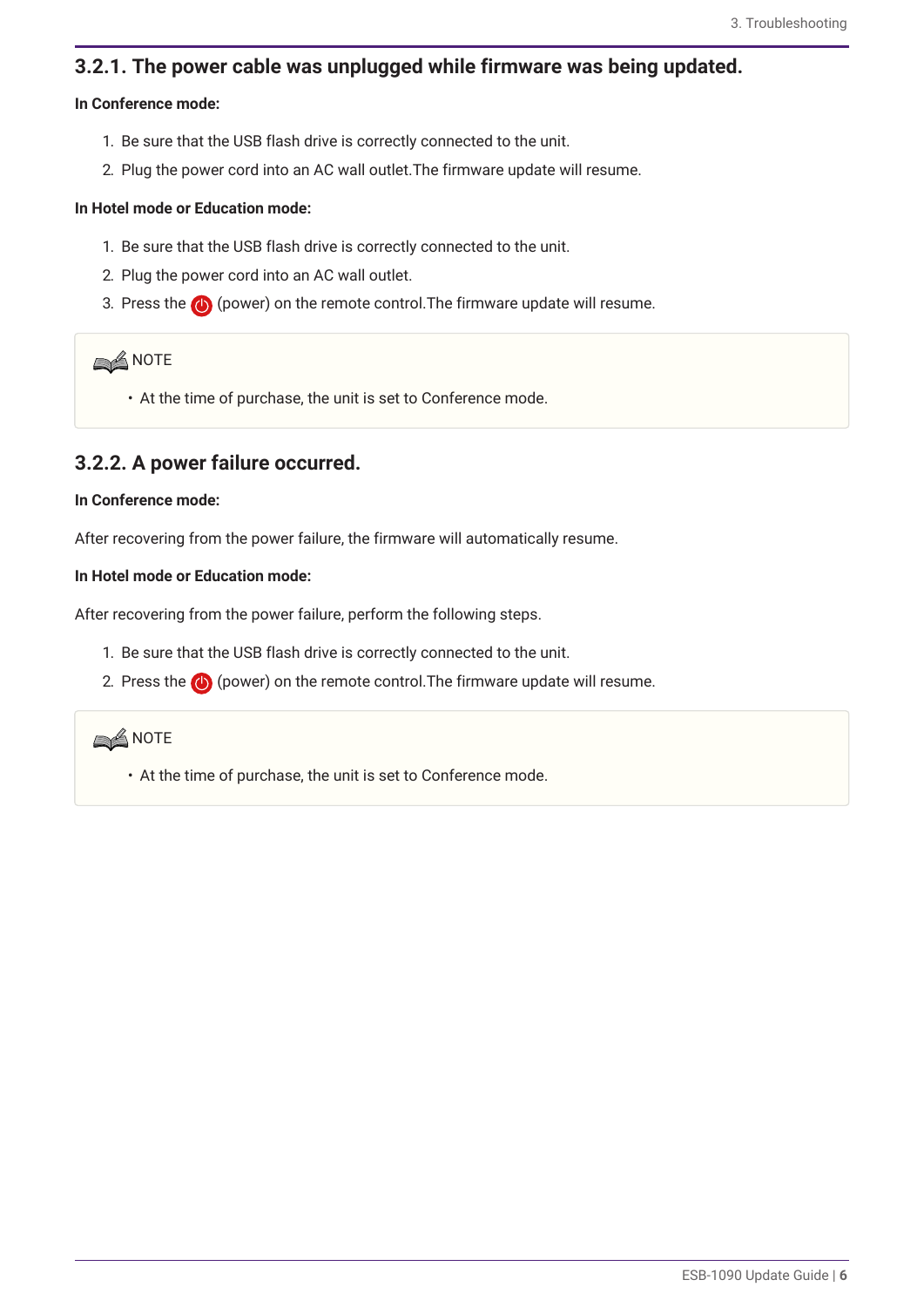### 3.2.1. The power cable was unplugged while firmware was being updated.

**In Conference mode:**

1. Be sure that the USB flash drive is correctly connected to the unit.
2. Plug the power cord into an AC wall outlet.The firmware update will resume.

**In Hotel mode or Education mode:**

1. Be sure that the USB flash drive is correctly connected to the unit.
2. Plug the power cord into an AC wall outlet.
3. Press the (power) on the remote control.The firmware update will resume.

> NOTE
>
> - At the time of purchase, the unit is set to Conference mode.

### 3.2.2. A power failure occurred.

**In Conference mode:**

After recovering from the power failure, the firmware will automatically resume.

**In Hotel mode or Education mode:**

After recovering from the power failure, perform the following steps.

1. Be sure that the USB flash drive is correctly connected to the unit.
2. Press the (power) on the remote control.The firmware update will resume.

> NOTE
>
> - At the time of purchase, the unit is set to Conference mode.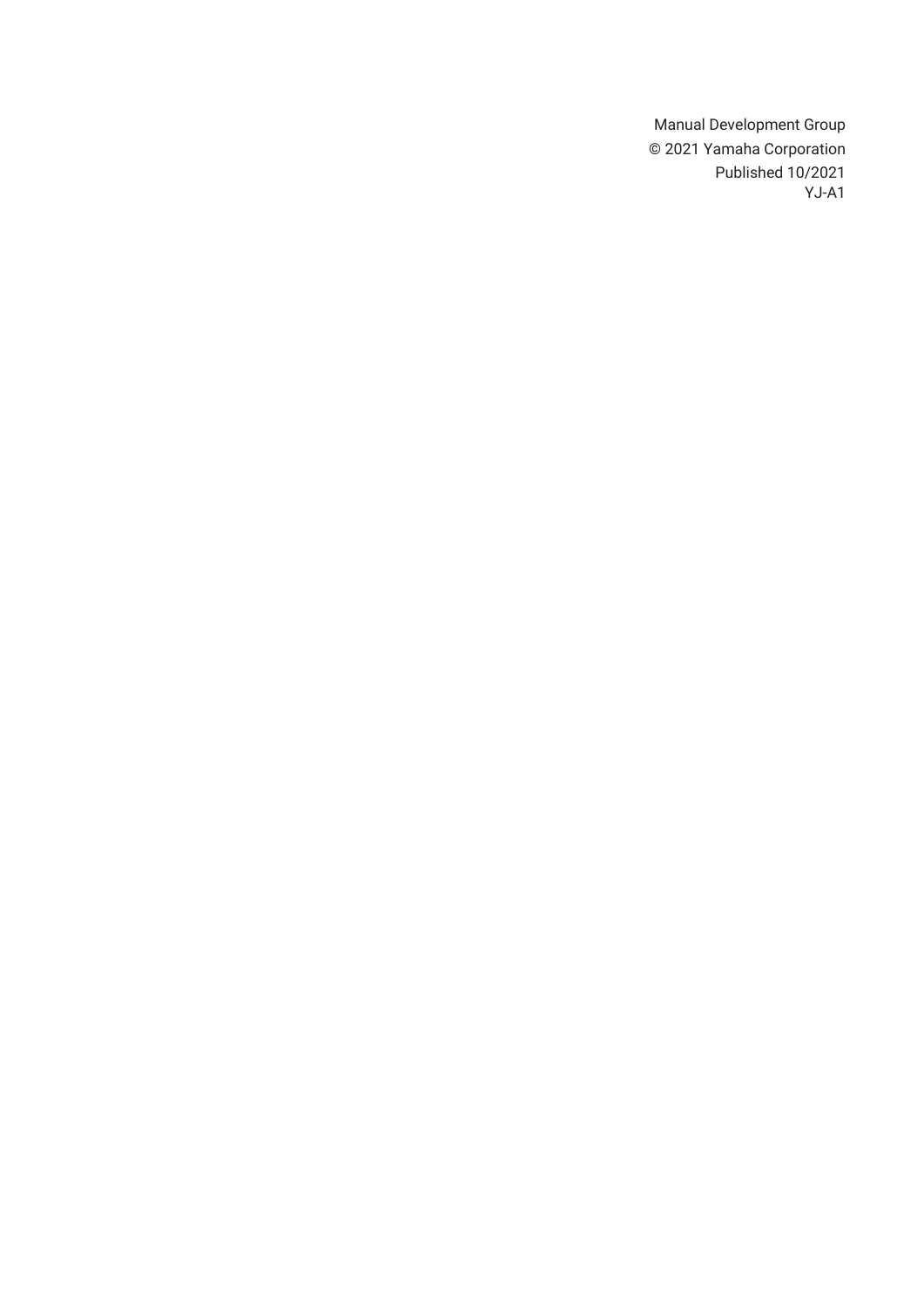Manual Development Group
© 2021 Yamaha Corporation
Published 10/2021
YJ-A1